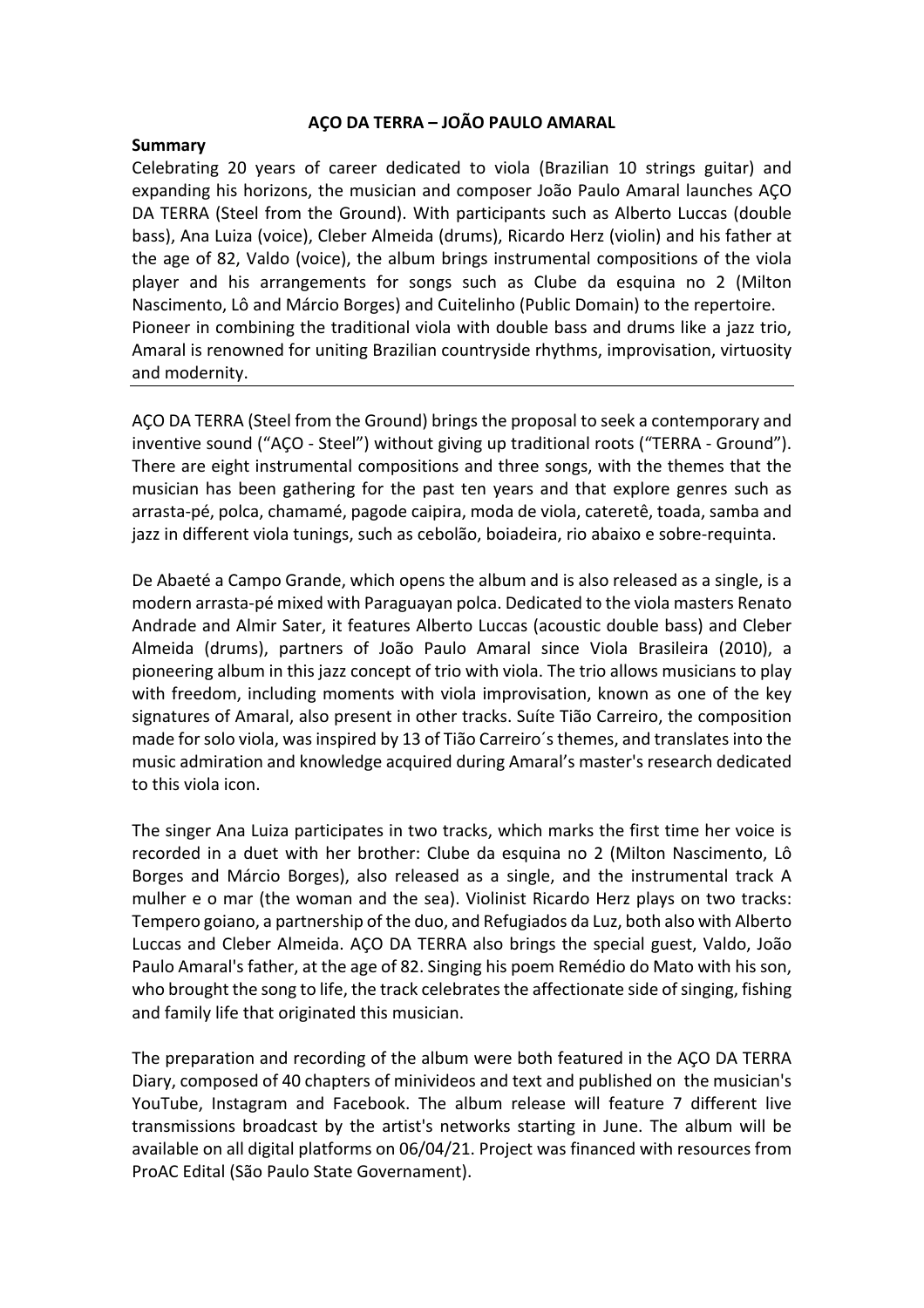# AÇO DA TERRA – JOÃO PAULO AMARAL

**Summary**

Celebrating 20 years of career dedicated to viola (Brazilian 10 strings guitar) and expanding his horizons, the musician and composer João Paulo Amaral launches AÇO DA TERRA (Steel from the Ground). With participants such as Alberto Luccas (double bass), Ana Luiza (voice), Cleber Almeida (drums), Ricardo Herz (violin) and his father at the age of 82, Valdo (voice), the album brings instrumental compositions of the viola player and his arrangements for songs such as Clube da esquina no 2 (Milton Nascimento, Lô and Márcio Borges) and Cuitelinho (Public Domain) to the repertoire. Pioneer in combining the traditional viola with double bass and drums like a jazz trio, Amaral is renowned for uniting Brazilian countryside rhythms, improvisation, virtuosity and modernity.

---

AÇO DA TERRA (Steel from the Ground) brings the proposal to seek a contemporary and inventive sound ("AÇO - Steel") without giving up traditional roots ("TERRA - Ground"). There are eight instrumental compositions and three songs, with the themes that the musician has been gathering for the past ten years and that explore genres such as arrasta-pé, polca, chamamé, pagode caipira, moda de viola, cateretê, toada, samba and jazz in different viola tunings, such as cebolão, boiadeira, rio abaixo e sobre-requinta.

De Abaeté a Campo Grande, which opens the album and is also released as a single, is a modern arrasta-pé mixed with Paraguayan polca. Dedicated to the viola masters Renato Andrade and Almir Sater, it features Alberto Luccas (acoustic double bass) and Cleber Almeida (drums), partners of João Paulo Amaral since Viola Brasileira (2010), a pioneering album in this jazz concept of trio with viola. The trio allows musicians to play with freedom, including moments with viola improvisation, known as one of the key signatures of Amaral, also present in other tracks. Suíte Tião Carreiro, the composition made for solo viola, was inspired by 13 of Tião Carreiro´s themes, and translates into the music admiration and knowledge acquired during Amaral's master's research dedicated to this viola icon.

The singer Ana Luiza participates in two tracks, which marks the first time her voice is recorded in a duet with her brother: Clube da esquina no 2 (Milton Nascimento, Lô Borges and Márcio Borges), also released as a single, and the instrumental track A mulher e o mar (the woman and the sea). Violinist Ricardo Herz plays on two tracks: Tempero goiano, a partnership of the duo, and Refugiados da Luz, both also with Alberto Luccas and Cleber Almeida. AÇO DA TERRA also brings the special guest, Valdo, João Paulo Amaral's father, at the age of 82. Singing his poem Remédio do Mato with his son, who brought the song to life, the track celebrates the affectionate side of singing, fishing and family life that originated this musician.

The preparation and recording of the album were both featured in the AÇO DA TERRA Diary, composed of 40 chapters of minivideos and text and published on the musician's YouTube, Instagram and Facebook. The album release will feature 7 different live transmissions broadcast by the artist's networks starting in June. The album will be available on all digital platforms on 06/04/21. Project was financed with resources from ProAC Edital (São Paulo State Governament).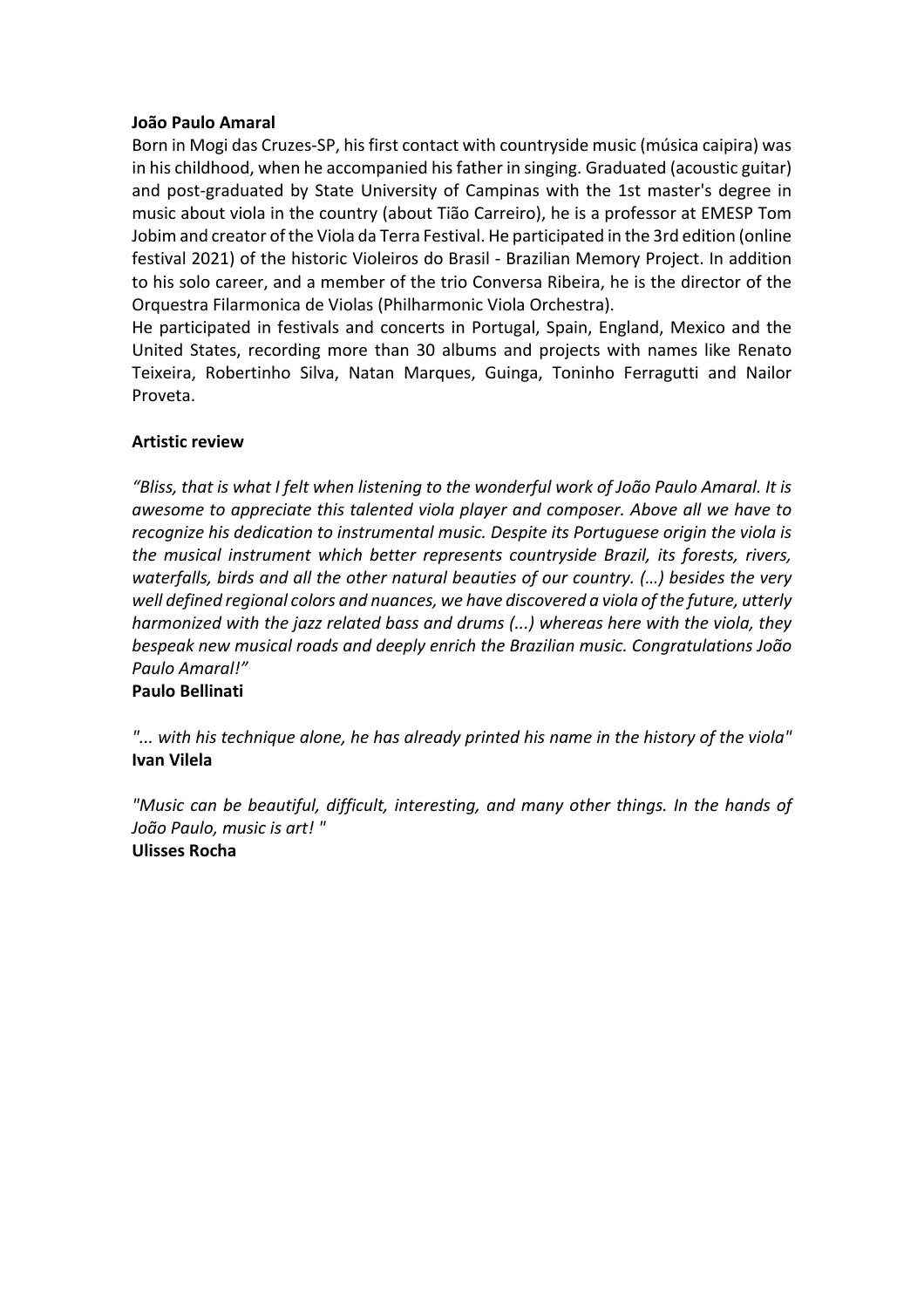**João Paulo Amaral**

Born in Mogi das Cruzes-SP, his first contact with countryside music (música caipira) was in his childhood, when he accompanied his father in singing. Graduated (acoustic guitar) and post-graduated by State University of Campinas with the 1st master's degree in music about viola in the country (about Tião Carreiro), he is a professor at EMESP Tom Jobim and creator of the Viola da Terra Festival. He participated in the 3rd edition (online festival 2021) of the historic Violeiros do Brasil - Brazilian Memory Project. In addition to his solo career, and a member of the trio Conversa Ribeira, he is the director of the Orquestra Filarmonica de Violas (Philharmonic Viola Orchestra).

He participated in festivals and concerts in Portugal, Spain, England, Mexico and the United States, recording more than 30 albums and projects with names like Renato Teixeira, Robertinho Silva, Natan Marques, Guinga, Toninho Ferragutti and Nailor Proveta.

**Artistic review**

*"Bliss, that is what I felt when listening to the wonderful work of João Paulo Amaral. It is awesome to appreciate this talented viola player and composer. Above all we have to recognize his dedication to instrumental music. Despite its Portuguese origin the viola is the musical instrument which better represents countryside Brazil, its forests, rivers, waterfalls, birds and all the other natural beauties of our country. (…) besides the very well defined regional colors and nuances, we have discovered a viola of the future, utterly harmonized with the jazz related bass and drums (...) whereas here with the viola, they bespeak new musical roads and deeply enrich the Brazilian music. Congratulations João Paulo Amaral!"*
**Paulo Bellinati**

*"... with his technique alone, he has already printed his name in the history of the viola"*
**Ivan Vilela**

*"Music can be beautiful, difficult, interesting, and many other things. In the hands of João Paulo, music is art! "*
**Ulisses Rocha**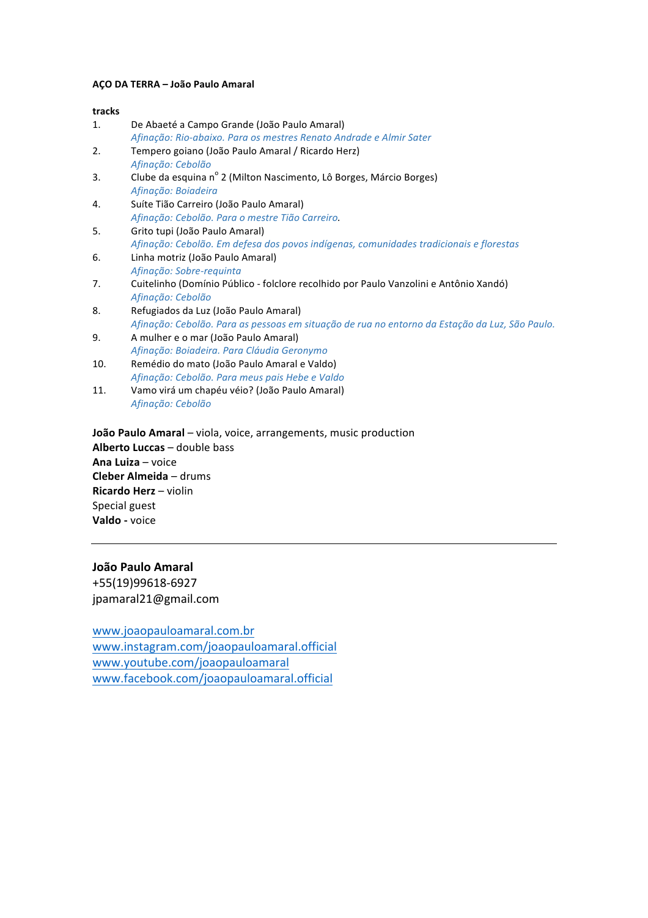**AÇO DA TERRA – João Paulo Amaral**

**tracks**

1. De Abaeté a Campo Grande (João Paulo Amaral)
   *Afinação: Rio-abaixo. Para os mestres Renato Andrade e Almir Sater*
2. Tempero goiano (João Paulo Amaral / Ricardo Herz)
   *Afinação: Cebolão*
3. Clube da esquina nº 2 (Milton Nascimento, Lô Borges, Márcio Borges)
   *Afinação: Boiadeira*
4. Suíte Tião Carreiro (João Paulo Amaral)
   *Afinação: Cebolão. Para o mestre Tião Carreiro.*
5. Grito tupi (João Paulo Amaral)
   *Afinação: Cebolão. Em defesa dos povos indígenas, comunidades tradicionais e florestas*
6. Linha motriz (João Paulo Amaral)
   *Afinação: Sobre-requinta*
7. Cuitelinho (Domínio Público - folclore recolhido por Paulo Vanzolini e Antônio Xandó)
   *Afinação: Cebolão*
8. Refugiados da Luz (João Paulo Amaral)
   *Afinação: Cebolão. Para as pessoas em situação de rua no entorno da Estação da Luz, São Paulo.*
9. A mulher e o mar (João Paulo Amaral)
   *Afinação: Boiadeira. Para Cláudia Geronymo*
10. Remédio do mato (João Paulo Amaral e Valdo)
    *Afinação: Cebolão. Para meus pais Hebe e Valdo*
11. Vamo virá um chapéu véio? (João Paulo Amaral)
    *Afinação: Cebolão*

**João Paulo Amaral** – viola, voice, arrangements, music production
**Alberto Luccas** – double bass
**Ana Luiza** – voice
**Cleber Almeida** – drums
**Ricardo Herz** – violin
Special guest
**Valdo -** voice

---

**João Paulo Amaral**
+55(19)99618-6927
jpamaral21@gmail.com

www.joaopauloamaral.com.br
www.instagram.com/joaopauloamaral.official
www.youtube.com/joaopauloamaral
www.facebook.com/joaopauloamaral.official